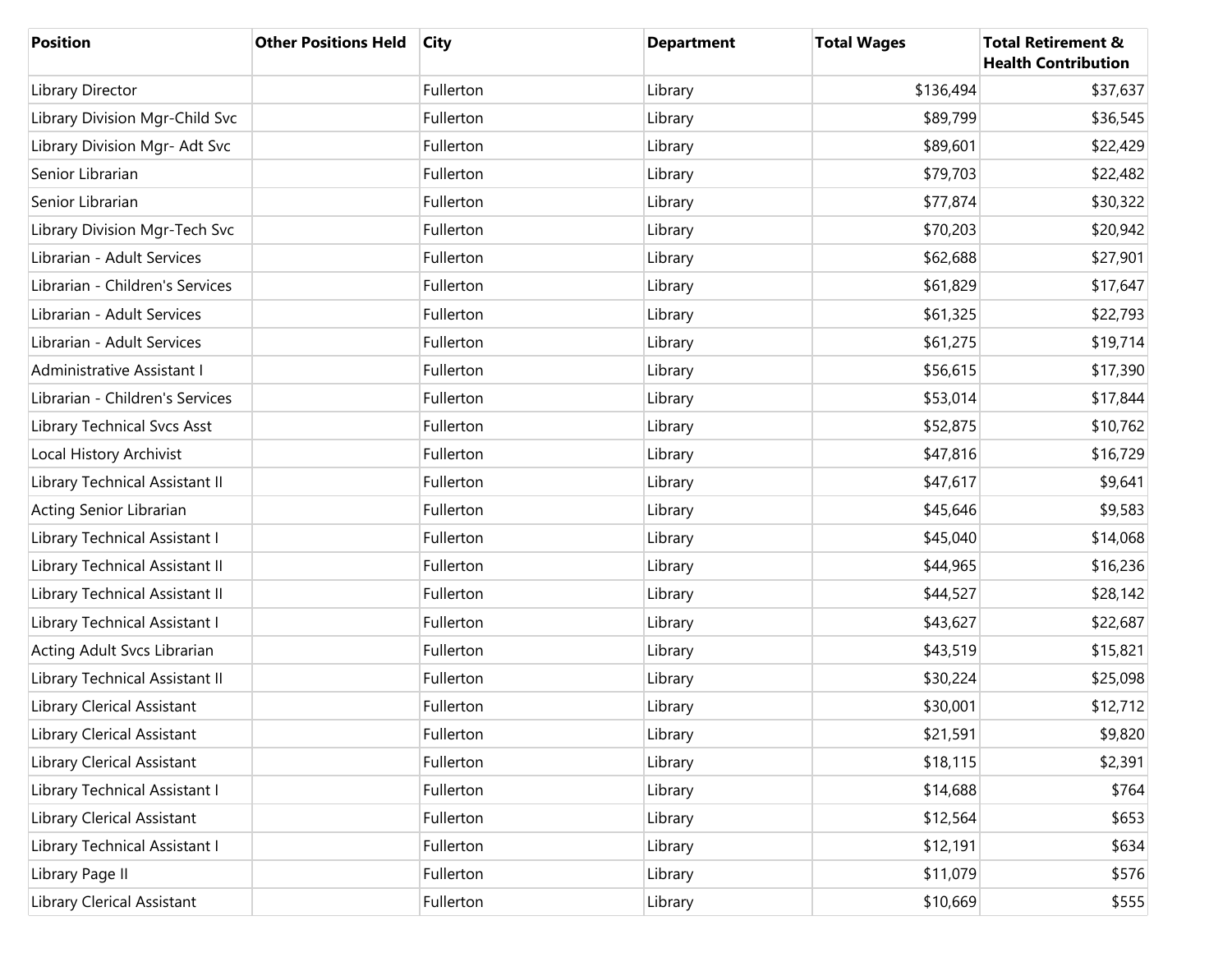| Position | Other Positions Held | City | Department | Total Wages | Total Retirement & Health Contribution |
|---|---|---|---|---|---|
| Library Director | | Fullerton | Library | $136,494 | $37,637 |
| Library Division Mgr-Child Svc | | Fullerton | Library | $89,799 | $36,545 |
| Library Division Mgr- Adt Svc | | Fullerton | Library | $89,601 | $22,429 |
| Senior Librarian | | Fullerton | Library | $79,703 | $22,482 |
| Senior Librarian | | Fullerton | Library | $77,874 | $30,322 |
| Library Division Mgr-Tech Svc | | Fullerton | Library | $70,203 | $20,942 |
| Librarian - Adult Services | | Fullerton | Library | $62,688 | $27,901 |
| Librarian - Children's Services | | Fullerton | Library | $61,829 | $17,647 |
| Librarian - Adult Services | | Fullerton | Library | $61,325 | $22,793 |
| Librarian - Adult Services | | Fullerton | Library | $61,275 | $19,714 |
| Administrative Assistant I | | Fullerton | Library | $56,615 | $17,390 |
| Librarian - Children's Services | | Fullerton | Library | $53,014 | $17,844 |
| Library Technical Svcs Asst | | Fullerton | Library | $52,875 | $10,762 |
| Local History Archivist | | Fullerton | Library | $47,816 | $16,729 |
| Library Technical Assistant II | | Fullerton | Library | $47,617 | $9,641 |
| Acting Senior Librarian | | Fullerton | Library | $45,646 | $9,583 |
| Library Technical Assistant I | | Fullerton | Library | $45,040 | $14,068 |
| Library Technical Assistant II | | Fullerton | Library | $44,965 | $16,236 |
| Library Technical Assistant II | | Fullerton | Library | $44,527 | $28,142 |
| Library Technical Assistant I | | Fullerton | Library | $43,627 | $22,687 |
| Acting Adult Svcs Librarian | | Fullerton | Library | $43,519 | $15,821 |
| Library Technical Assistant II | | Fullerton | Library | $30,224 | $25,098 |
| Library Clerical Assistant | | Fullerton | Library | $30,001 | $12,712 |
| Library Clerical Assistant | | Fullerton | Library | $21,591 | $9,820 |
| Library Clerical Assistant | | Fullerton | Library | $18,115 | $2,391 |
| Library Technical Assistant I | | Fullerton | Library | $14,688 | $764 |
| Library Clerical Assistant | | Fullerton | Library | $12,564 | $653 |
| Library Technical Assistant I | | Fullerton | Library | $12,191 | $634 |
| Library Page II | | Fullerton | Library | $11,079 | $576 |
| Library Clerical Assistant | | Fullerton | Library | $10,669 | $555 |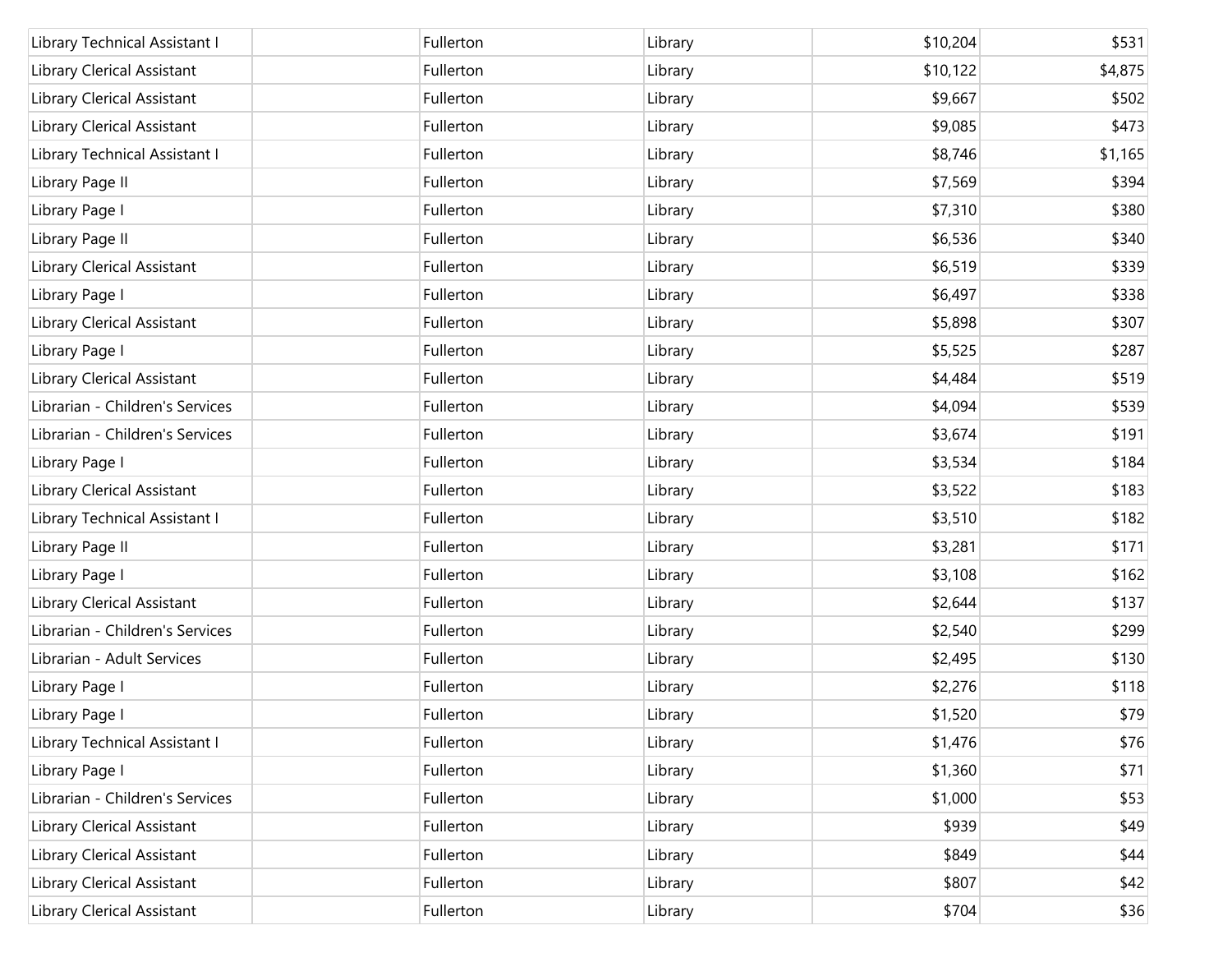| | | | | | |
|---|---|---|---|---|---|
| Library Technical Assistant I | | Fullerton | Library | $10,204 | $531 |
| Library Clerical Assistant | | Fullerton | Library | $10,122 | $4,875 |
| Library Clerical Assistant | | Fullerton | Library | $9,667 | $502 |
| Library Clerical Assistant | | Fullerton | Library | $9,085 | $473 |
| Library Technical Assistant I | | Fullerton | Library | $8,746 | $1,165 |
| Library Page II | | Fullerton | Library | $7,569 | $394 |
| Library Page I | | Fullerton | Library | $7,310 | $380 |
| Library Page II | | Fullerton | Library | $6,536 | $340 |
| Library Clerical Assistant | | Fullerton | Library | $6,519 | $339 |
| Library Page I | | Fullerton | Library | $6,497 | $338 |
| Library Clerical Assistant | | Fullerton | Library | $5,898 | $307 |
| Library Page I | | Fullerton | Library | $5,525 | $287 |
| Library Clerical Assistant | | Fullerton | Library | $4,484 | $519 |
| Librarian - Children's Services | | Fullerton | Library | $4,094 | $539 |
| Librarian - Children's Services | | Fullerton | Library | $3,674 | $191 |
| Library Page I | | Fullerton | Library | $3,534 | $184 |
| Library Clerical Assistant | | Fullerton | Library | $3,522 | $183 |
| Library Technical Assistant I | | Fullerton | Library | $3,510 | $182 |
| Library Page II | | Fullerton | Library | $3,281 | $171 |
| Library Page I | | Fullerton | Library | $3,108 | $162 |
| Library Clerical Assistant | | Fullerton | Library | $2,644 | $137 |
| Librarian - Children's Services | | Fullerton | Library | $2,540 | $299 |
| Librarian - Adult Services | | Fullerton | Library | $2,495 | $130 |
| Library Page I | | Fullerton | Library | $2,276 | $118 |
| Library Page I | | Fullerton | Library | $1,520 | $79 |
| Library Technical Assistant I | | Fullerton | Library | $1,476 | $76 |
| Library Page I | | Fullerton | Library | $1,360 | $71 |
| Librarian - Children's Services | | Fullerton | Library | $1,000 | $53 |
| Library Clerical Assistant | | Fullerton | Library | $939 | $49 |
| Library Clerical Assistant | | Fullerton | Library | $849 | $44 |
| Library Clerical Assistant | | Fullerton | Library | $807 | $42 |
| Library Clerical Assistant | | Fullerton | Library | $704 | $36 |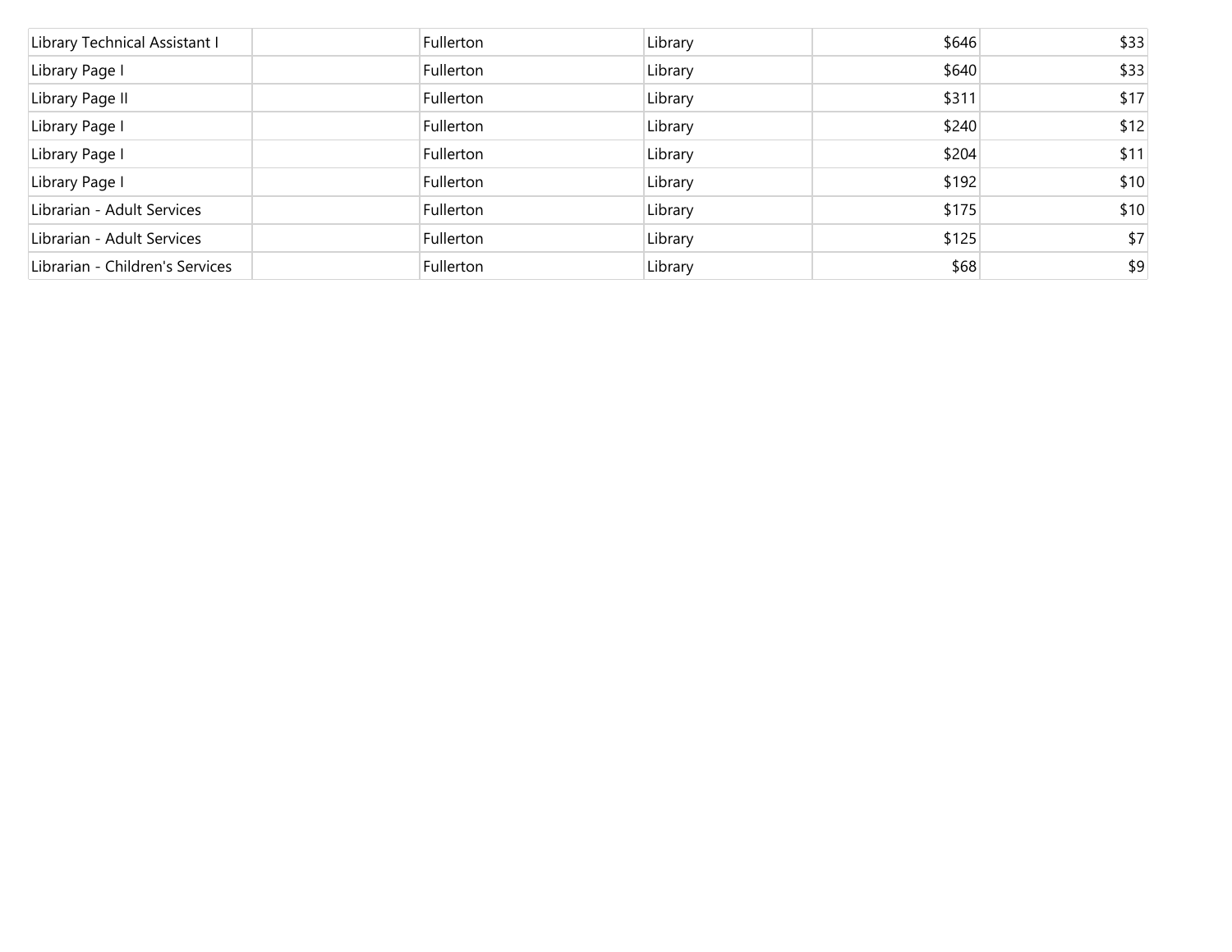| | | | | | |
|---|---|---|---|---|---|
| Library Technical Assistant I | | Fullerton | Library | $646 | $33 |
| Library Page I | | Fullerton | Library | $640 | $33 |
| Library Page II | | Fullerton | Library | $311 | $17 |
| Library Page I | | Fullerton | Library | $240 | $12 |
| Library Page I | | Fullerton | Library | $204 | $11 |
| Library Page I | | Fullerton | Library | $192 | $10 |
| Librarian - Adult Services | | Fullerton | Library | $175 | $10 |
| Librarian - Adult Services | | Fullerton | Library | $125 | $7 |
| Librarian - Children's Services | | Fullerton | Library | $68 | $9 |